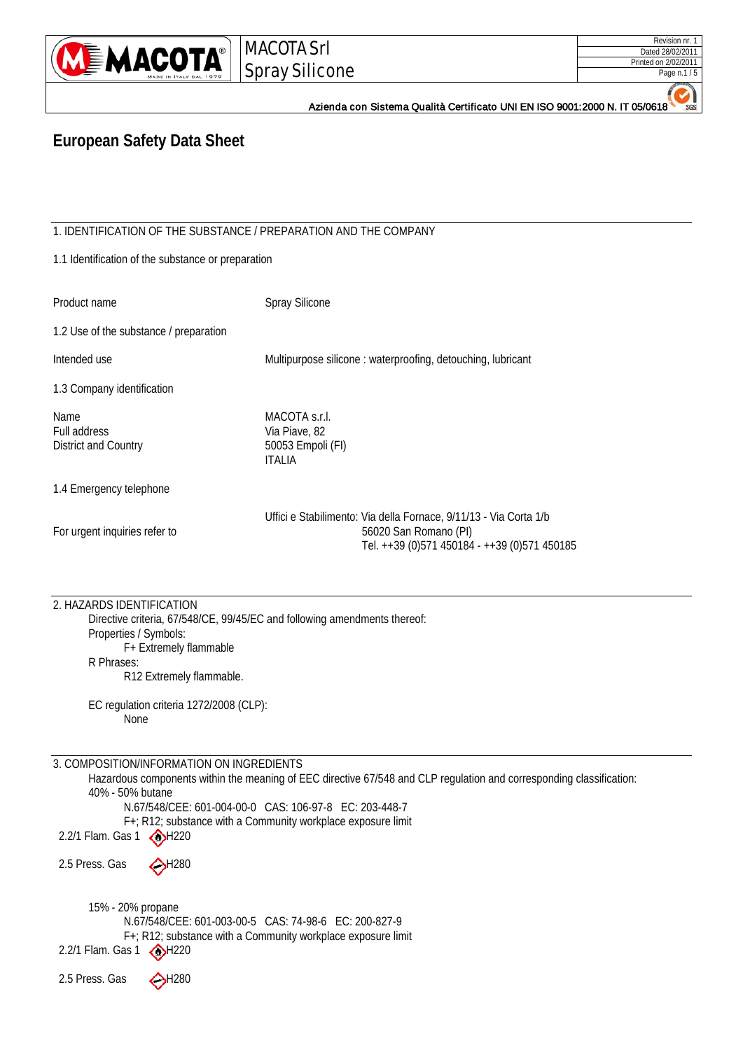# European Safety Data Sheet

## 1. IDENTIFICATION OF THE SUBSTANCE / PREPARATION AND THE COMPANY

### 1.1 Identification of the substance or preparation

| | |
|---|---|
| Product name | Spray Silicone |

### 1.2 Use of the substance / preparation

| | |
|---|---|
| Intended use | Multipurpose silicone : waterproofing, detouching, lubricant |

### 1.3 Company identification

| | |
|---|---|
| Name | MACOTA s.r.l. |
| Full address | Via Piave, 82 |
| District and Country | 50053 Empoli (FI) |
| | ITALIA |

### 1.4 Emergency telephone

For urgent inquiries refer to: Uffici e Stabilimento: Via della Fornace, 9/11/13 - Via Corta 1/b
56020 San Romano (PI)
Tel. ++39 (0)571 450184 - ++39 (0)571 450185

## 2. HAZARDS IDENTIFICATION

Directive criteria, 67/548/CE, 99/45/EC and following amendments thereof:

Properties / Symbols:

F+ Extremely flammable

R Phrases:

R12 Extremely flammable.

EC regulation criteria 1272/2008 (CLP):

None

## 3. COMPOSITION/INFORMATION ON INGREDIENTS

Hazardous components within the meaning of EEC directive 67/548 and CLP regulation and corresponding classification:

40% - 50% butane

N.67/548/CEE: 601-004-00-0 CAS: 106-97-8 EC: 203-448-7

F+; R12; substance with a Community workplace exposure limit

2.2/1 Flam. Gas 1 H220

2.5 Press. Gas H280

15% - 20% propane

N.67/548/CEE: 601-003-00-5 CAS: 74-98-6 EC: 200-827-9

F+; R12; substance with a Community workplace exposure limit

2.2/1 Flam. Gas 1 H220

2.5 Press. Gas H280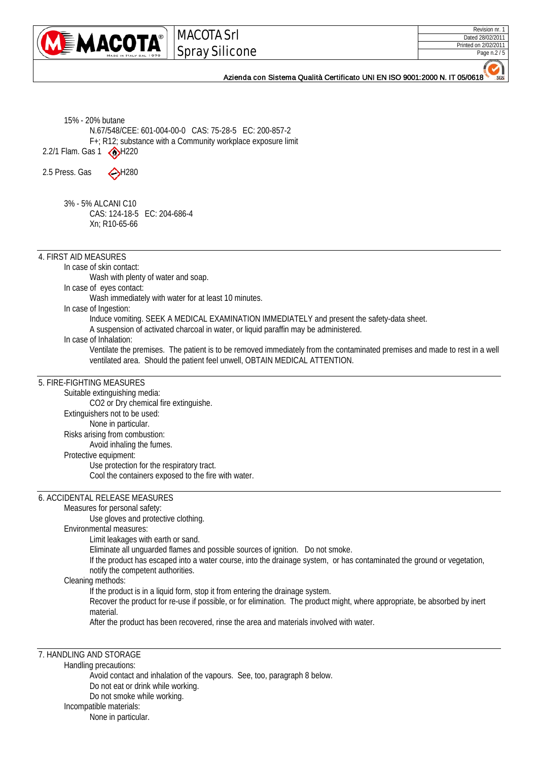15% - 20% butane

N.67/548/CEE: 601-004-00-0 CAS: 75-28-5 EC: 200-857-2

F+; R12; substance with a Community workplace exposure limit

2.2/1 Flam. Gas 1 H220

2.5 Press. Gas H280

3% - 5% ALCANI C10

CAS: 124-18-5 EC: 204-686-4

Xn; R10-65-66

## 4. FIRST AID MEASURES

In case of skin contact:

Wash with plenty of water and soap.

In case of eyes contact:

Wash immediately with water for at least 10 minutes.

In case of Ingestion:

Induce vomiting. SEEK A MEDICAL EXAMINATION IMMEDIATELY and present the safety-data sheet.

A suspension of activated charcoal in water, or liquid paraffin may be administered.

In case of Inhalation:

Ventilate the premises. The patient is to be removed immediately from the contaminated premises and made to rest in a well ventilated area. Should the patient feel unwell, OBTAIN MEDICAL ATTENTION.

## 5. FIRE-FIGHTING MEASURES

Suitable extinguishing media:

$CO_2$ or Dry chemical fire extinguishe.

Extinguishers not to be used:

None in particular.

Risks arising from combustion:

Avoid inhaling the fumes.

Protective equipment:

Use protection for the respiratory tract.

Cool the containers exposed to the fire with water.

## 6. ACCIDENTAL RELEASE MEASURES

Measures for personal safety:

Use gloves and protective clothing.

Environmental measures:

Limit leakages with earth or sand.

Eliminate all unguarded flames and possible sources of ignition. Do not smoke.

If the product has escaped into a water course, into the drainage system, or has contaminated the ground or vegetation, notify the competent authorities.

Cleaning methods:

If the product is in a liquid form, stop it from entering the drainage system.

Recover the product for re-use if possible, or for elimination. The product might, where appropriate, be absorbed by inert material.

After the product has been recovered, rinse the area and materials involved with water.

## 7. HANDLING AND STORAGE

Handling precautions:

Avoid contact and inhalation of the vapours. See, too, paragraph 8 below.

Do not eat or drink while working.

Do not smoke while working.

Incompatible materials:

None in particular.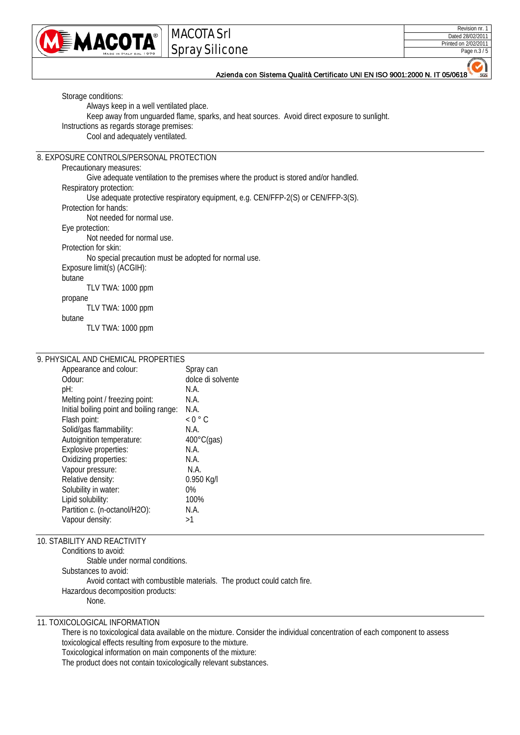Storage conditions:

Always keep in a well ventilated place.

Keep away from unguarded flame, sparks, and heat sources. Avoid direct exposure to sunlight.

Instructions as regards storage premises:

Cool and adequately ventilated.

## 8. EXPOSURE CONTROLS/PERSONAL PROTECTION

Precautionary measures:

Give adequate ventilation to the premises where the product is stored and/or handled.

Respiratory protection:

Use adequate protective respiratory equipment, e.g. CEN/FFP-2(S) or CEN/FFP-3(S).

Protection for hands:

Not needed for normal use.

Eye protection:

Not needed for normal use.

Protection for skin:

No special precaution must be adopted for normal use.

Exposure limit(s) (ACGIH):

butane

TLV TWA: 1000 ppm

propane

TLV TWA: 1000 ppm

butane

TLV TWA: 1000 ppm

## 9. PHYSICAL AND CHEMICAL PROPERTIES

| | |
|---|---|
| Appearance and colour: | Spray can |
| Odour: | dolce di solvente |
| pH: | N.A. |
| Melting point / freezing point: | N.A. |
| Initial boiling point and boiling range: | N.A. |
| Flash point: | < 0 ° C |
| Solid/gas flammability: | N.A. |
| Autoignition temperature: | 400°C(gas) |
| Explosive properties: | N.A. |
| Oxidizing properties: | N.A. |
| Vapour pressure: | N.A. |
| Relative density: | 0.950 Kg/l |
| Solubility in water: | 0% |
| Lipid solubility: | 100% |
| Partition c. (n-octanol/H2O): | N.A. |
| Vapour density: | >1 |

## 10. STABILITY AND REACTIVITY

Conditions to avoid:

Stable under normal conditions.

Substances to avoid:

Avoid contact with combustible materials. The product could catch fire.

Hazardous decomposition products:

None.

## 11. TOXICOLOGICAL INFORMATION

There is no toxicological data available on the mixture. Consider the individual concentration of each component to assess toxicological effects resulting from exposure to the mixture.

Toxicological information on main components of the mixture:

The product does not contain toxicologically relevant substances.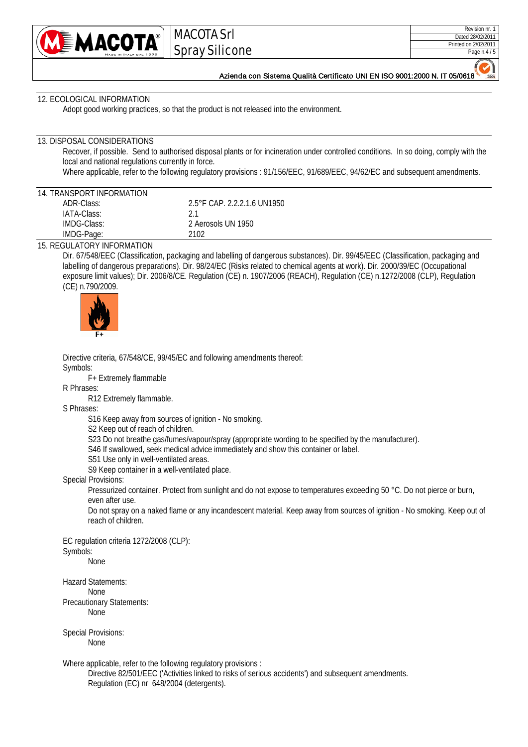## 12. ECOLOGICAL INFORMATION

Adopt good working practices, so that the product is not released into the environment.

## 13. DISPOSAL CONSIDERATIONS

Recover, if possible. Send to authorised disposal plants or for incineration under controlled conditions. In so doing, comply with the local and national regulations currently in force.

Where applicable, refer to the following regulatory provisions : 91/156/EEC, 91/689/EEC, 94/62/EC and subsequent amendments.

## 14. TRANSPORT INFORMATION

| | |
|---|---|
| ADR-Class: | 2.5°F CAP. 2.2.2.1.6 UN1950 |
| IATA-Class: | 2.1 |
| IMDG-Class: | 2 Aerosols UN 1950 |
| IMDG-Page: | 2102 |

## 15. REGULATORY INFORMATION

Dir. 67/548/EEC (Classification, packaging and labelling of dangerous substances). Dir. 99/45/EEC (Classification, packaging and labelling of dangerous preparations). Dir. 98/24/EC (Risks related to chemical agents at work). Dir. 2000/39/EC (Occupational exposure limit values); Dir. 2006/8/CE. Regulation (CE) n. 1907/2006 (REACH), Regulation (CE) n.1272/2008 (CLP), Regulation (CE) n.790/2009.

F+

Directive criteria, 67/548/CE, 99/45/EC and following amendments thereof:

Symbols:

F+ Extremely flammable

R Phrases:

R12 Extremely flammable.

S Phrases:

S16 Keep away from sources of ignition - No smoking.
S2 Keep out of reach of children.
S23 Do not breathe gas/fumes/vapour/spray (appropriate wording to be specified by the manufacturer).
S46 If swallowed, seek medical advice immediately and show this container or label.
S51 Use only in well-ventilated areas.
S9 Keep container in a well-ventilated place.

Special Provisions:

Pressurized container. Protect from sunlight and do not expose to temperatures exceeding 50 °C. Do not pierce or burn, even after use.

Do not spray on a naked flame or any incandescent material. Keep away from sources of ignition - No smoking. Keep out of reach of children.

EC regulation criteria 1272/2008 (CLP):

Symbols:

None

Hazard Statements:

None

Precautionary Statements:

None

Special Provisions:

None

Where applicable, refer to the following regulatory provisions :

Directive 82/501/EEC ('Activities linked to risks of serious accidents') and subsequent amendments.
Regulation (EC) nr 648/2004 (detergents).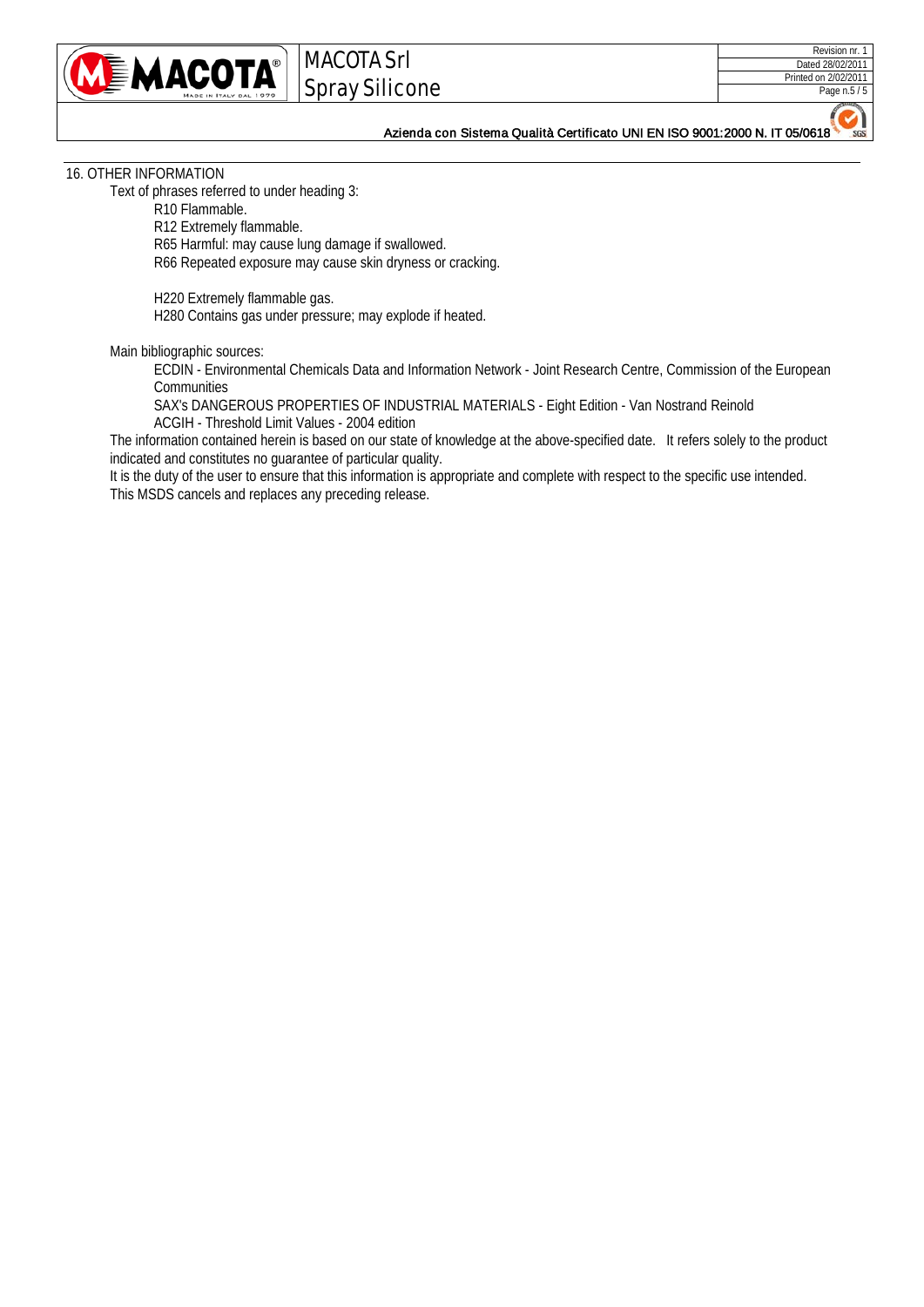## 16. OTHER INFORMATION

Text of phrases referred to under heading 3:

R10 Flammable.
R12 Extremely flammable.
R65 Harmful: may cause lung damage if swallowed.
R66 Repeated exposure may cause skin dryness or cracking.

H220 Extremely flammable gas.
H280 Contains gas under pressure; may explode if heated.

Main bibliographic sources:

ECDIN - Environmental Chemicals Data and Information Network - Joint Research Centre, Commission of the European Communities
SAX's DANGEROUS PROPERTIES OF INDUSTRIAL MATERIALS - Eight Edition - Van Nostrand Reinold
ACGIH - Threshold Limit Values - 2004 edition

The information contained herein is based on our state of knowledge at the above-specified date. It refers solely to the product indicated and constitutes no guarantee of particular quality.
It is the duty of the user to ensure that this information is appropriate and complete with respect to the specific use intended.
This MSDS cancels and replaces any preceding release.